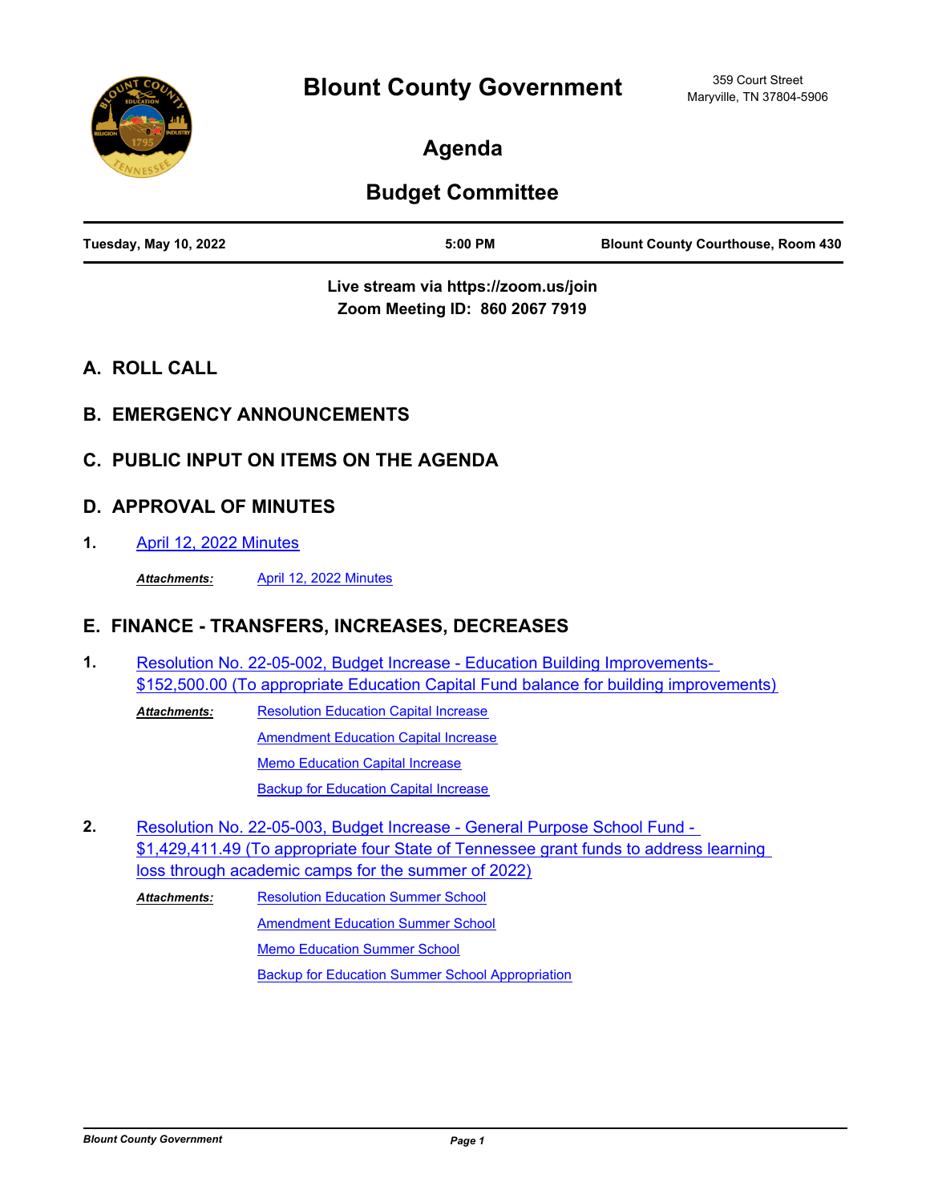# Blount County Government

359 Court Street
Maryville, TN 37804-5906

## Agenda

## Budget Committee

| Tuesday, May 10, 2022 | 5:00 PM | Blount County Courthouse, Room 430 |
|---|---|---|

**Live stream via https://zoom.us/join**
**Zoom Meeting ID: 860 2067 7919**

## A. ROLL CALL

## B. EMERGENCY ANNOUNCEMENTS

## C. PUBLIC INPUT ON ITEMS ON THE AGENDA

## D. APPROVAL OF MINUTES

**1.** April 12, 2022 Minutes

***Attachments:*** April 12, 2022 Minutes

## E. FINANCE - TRANSFERS, INCREASES, DECREASES

**1.** Resolution No. 22-05-002, Budget Increase - Education Building Improvements- $152,500.00 (To appropriate Education Capital Fund balance for building improvements)

***Attachments:*** Resolution Education Capital Increase
Amendment Education Capital Increase
Memo Education Capital Increase
Backup for Education Capital Increase

**2.** Resolution No. 22-05-003, Budget Increase - General Purpose School Fund - $1,429,411.49 (To appropriate four State of Tennessee grant funds to address learning loss through academic camps for the summer of 2022)

***Attachments:*** Resolution Education Summer School
Amendment Education Summer School
Memo Education Summer School
Backup for Education Summer School Appropriation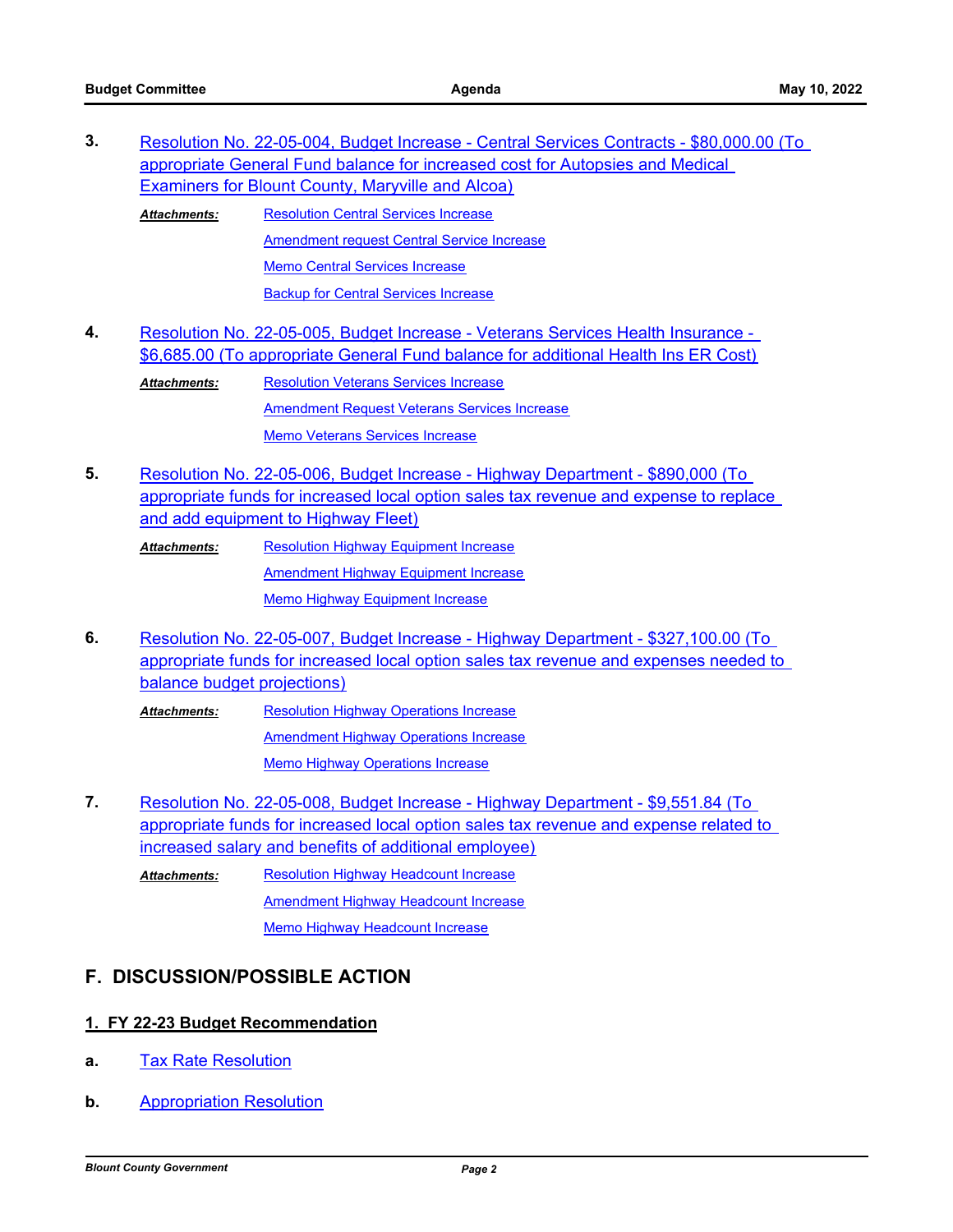3. Resolution No. 22-05-004, Budget Increase - Central Services Contracts - $80,000.00 (To appropriate General Fund balance for increased cost for Autopsies and Medical Examiners for Blount County, Maryville and Alcoa)

   ***Attachments:***
   - Resolution Central Services Increase
   - Amendment request Central Service Increase
   - Memo Central Services Increase
   - Backup for Central Services Increase

4. Resolution No. 22-05-005, Budget Increase - Veterans Services Health Insurance - $6,685.00 (To appropriate General Fund balance for additional Health Ins ER Cost)

   ***Attachments:***
   - Resolution Veterans Services Increase
   - Amendment Request Veterans Services Increase
   - Memo Veterans Services Increase

5. Resolution No. 22-05-006, Budget Increase - Highway Department - $890,000 (To appropriate funds for increased local option sales tax revenue and expense to replace and add equipment to Highway Fleet)

   ***Attachments:***
   - Resolution Highway Equipment Increase
   - Amendment Highway Equipment Increase
   - Memo Highway Equipment Increase

6. Resolution No. 22-05-007, Budget Increase - Highway Department - $327,100.00 (To appropriate funds for increased local option sales tax revenue and expenses needed to balance budget projections)

   ***Attachments:***
   - Resolution Highway Operations Increase
   - Amendment Highway Operations Increase
   - Memo Highway Operations Increase

7. Resolution No. 22-05-008, Budget Increase - Highway Department - $9,551.84 (To appropriate funds for increased local option sales tax revenue and expense related to increased salary and benefits of additional employee)

   ***Attachments:***
   - Resolution Highway Headcount Increase
   - Amendment Highway Headcount Increase
   - Memo Highway Headcount Increase

## F. DISCUSSION/POSSIBLE ACTION

**1. FY 22-23 Budget Recommendation**

a. Tax Rate Resolution

b. Appropriation Resolution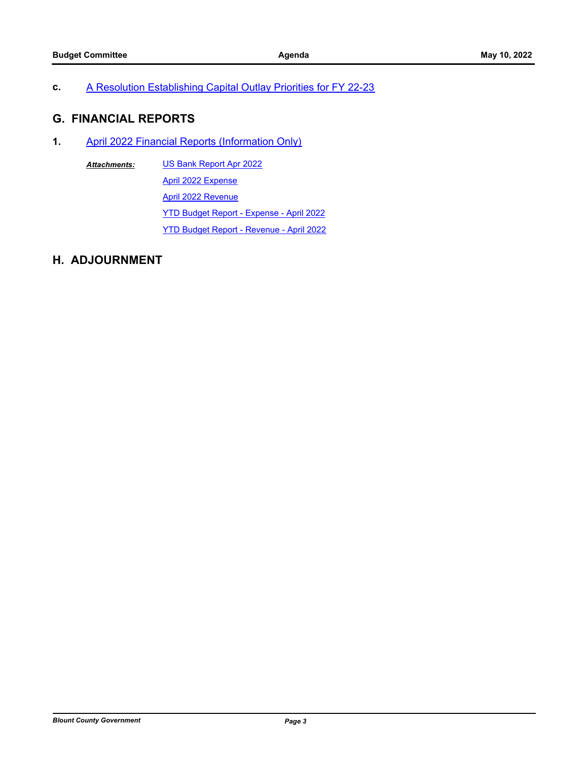**c.** A Resolution Establishing Capital Outlay Priorities for FY 22-23

## G. FINANCIAL REPORTS

**1.** April 2022 Financial Reports (Information Only)

***Attachments:***
- US Bank Report Apr 2022
- April 2022 Expense
- April 2022 Revenue
- YTD Budget Report - Expense - April 2022
- YTD Budget Report - Revenue - April 2022

## H. ADJOURNMENT